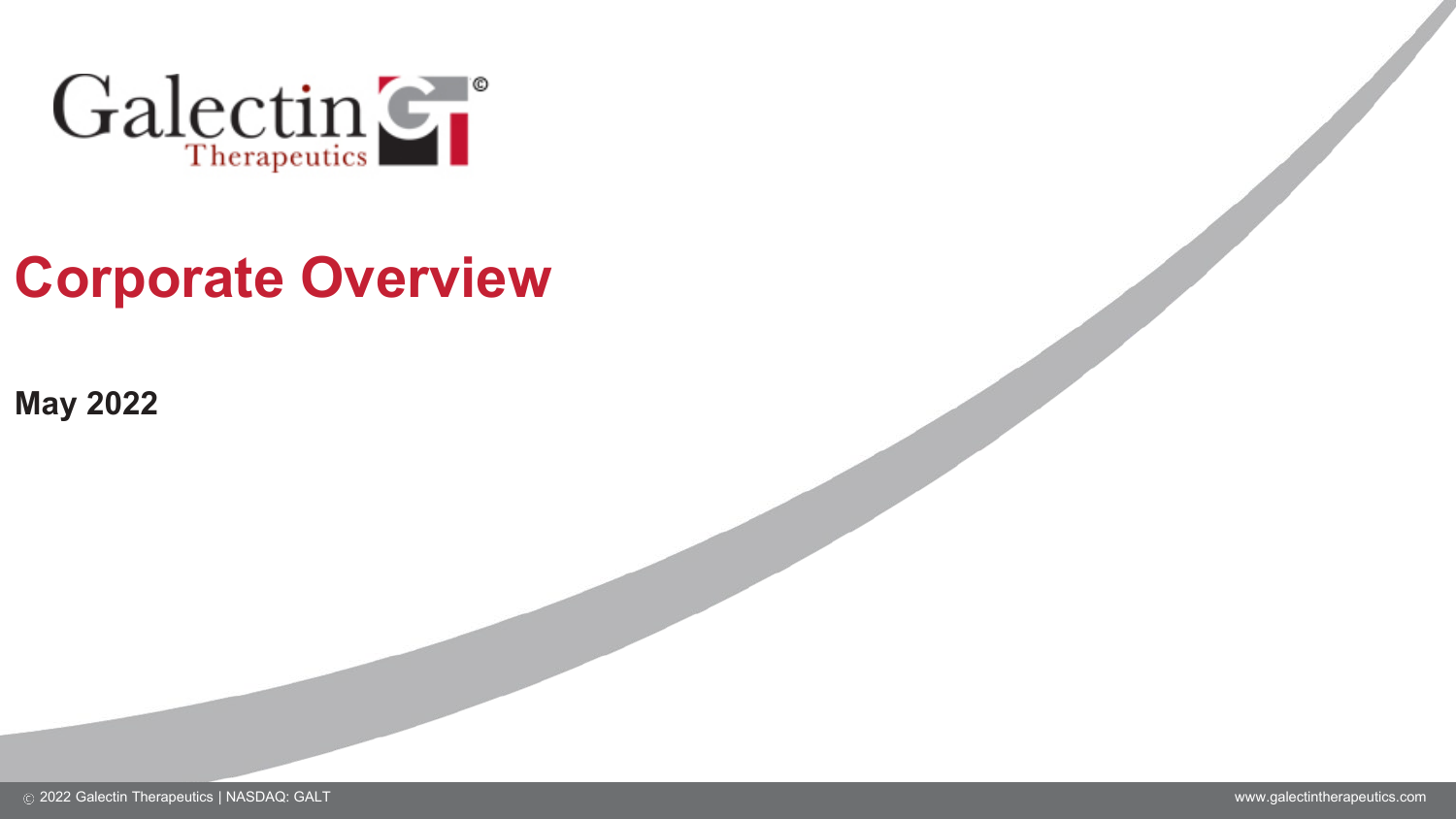Galectin Therapeutics

# Corporate Overview

**May 2022**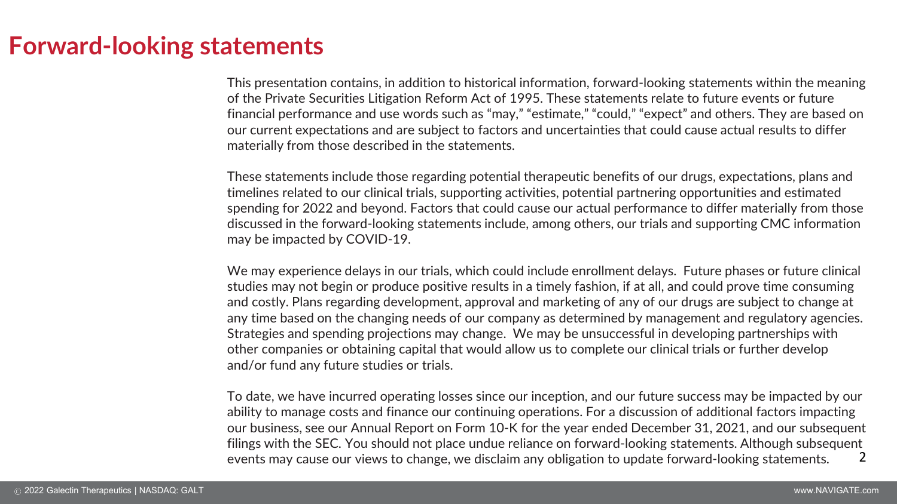# Forward-looking statements

This presentation contains, in addition to historical information, forward-looking statements within the meaning of the Private Securities Litigation Reform Act of 1995. These statements relate to future events or future financial performance and use words such as "may," "estimate," "could," "expect" and others. They are based on our current expectations and are subject to factors and uncertainties that could cause actual results to differ materially from those described in the statements.

These statements include those regarding potential therapeutic benefits of our drugs, expectations, plans and timelines related to our clinical trials, supporting activities, potential partnering opportunities and estimated spending for 2022 and beyond. Factors that could cause our actual performance to differ materially from those discussed in the forward-looking statements include, among others, our trials and supporting CMC information may be impacted by COVID-19.

We may experience delays in our trials, which could include enrollment delays. Future phases or future clinical studies may not begin or produce positive results in a timely fashion, if at all, and could prove time consuming and costly. Plans regarding development, approval and marketing of any of our drugs are subject to change at any time based on the changing needs of our company as determined by management and regulatory agencies. Strategies and spending projections may change. We may be unsuccessful in developing partnerships with other companies or obtaining capital that would allow us to complete our clinical trials or further develop and/or fund any future studies or trials.

To date, we have incurred operating losses since our inception, and our future success may be impacted by our ability to manage costs and finance our continuing operations. For a discussion of additional factors impacting our business, see our Annual Report on Form 10-K for the year ended December 31, 2021, and our subsequent filings with the SEC. You should not place undue reliance on forward-looking statements. Although subsequent events may cause our views to change, we disclaim any obligation to update forward-looking statements.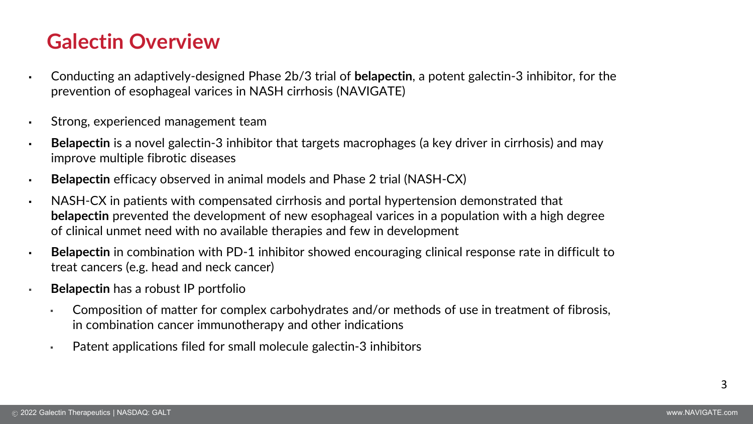# Galectin Overview

- Conducting an adaptively-designed Phase 2b/3 trial of **belapectin**, a potent galectin-3 inhibitor, for the prevention of esophageal varices in NASH cirrhosis (NAVIGATE)
- Strong, experienced management team
- **Belapectin** is a novel galectin-3 inhibitor that targets macrophages (a key driver in cirrhosis) and may improve multiple fibrotic diseases
- **Belapectin** efficacy observed in animal models and Phase 2 trial (NASH-CX)
- NASH-CX in patients with compensated cirrhosis and portal hypertension demonstrated that **belapectin** prevented the development of new esophageal varices in a population with a high degree of clinical unmet need with no available therapies and few in development
- **Belapectin** in combination with PD-1 inhibitor showed encouraging clinical response rate in difficult to treat cancers (e.g. head and neck cancer)
- **Belapectin** has a robust IP portfolio
  - Composition of matter for complex carbohydrates and/or methods of use in treatment of fibrosis, in combination cancer immunotherapy and other indications
  - Patent applications filed for small molecule galectin-3 inhibitors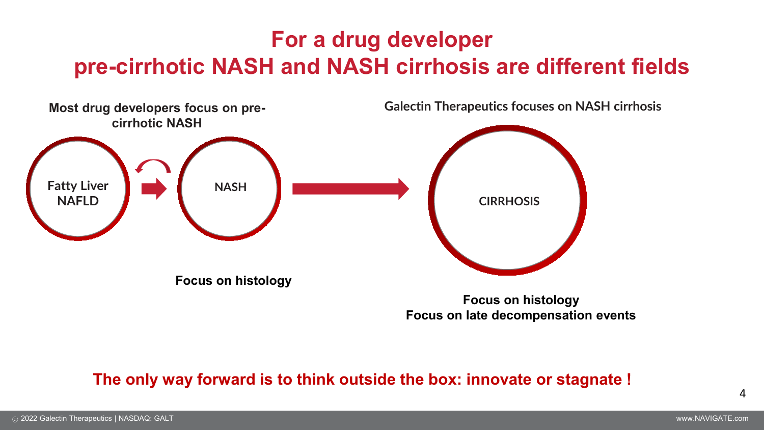# For a drug developer pre-cirrhotic NASH and NASH cirrhosis are different fields

**Most drug developers focus on pre-cirrhotic NASH**

Fatty Liver NAFLD → NASH

**Focus on histology**

**Galectin Therapeutics focuses on NASH cirrhosis**

CIRRHOSIS

**Focus on histology**
**Focus on late decompensation events**

**The only way forward is to think outside the box: innovate or stagnate !**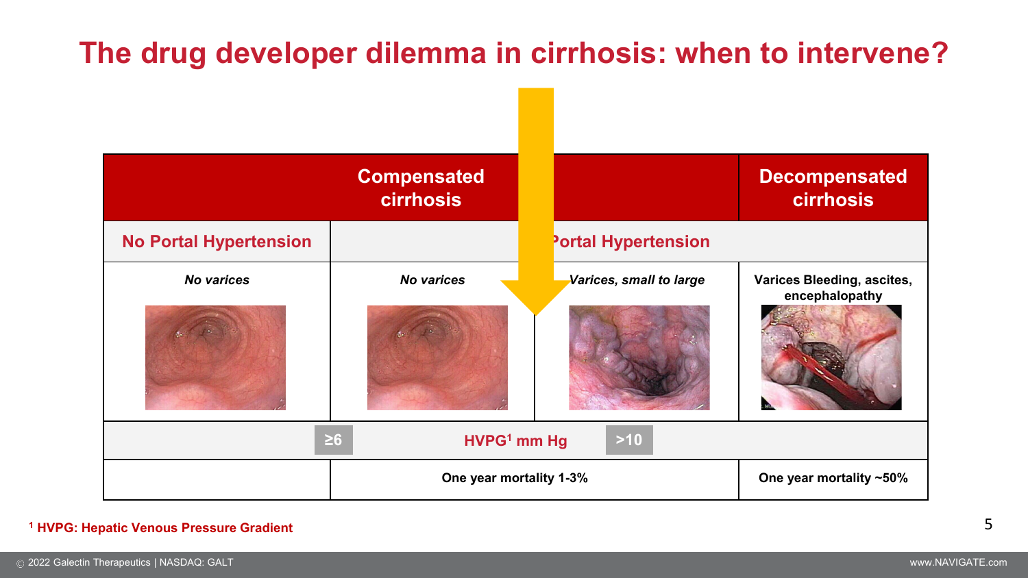# The drug developer dilemma in cirrhosis: when to intervene?

| Compensated cirrhosis | | | Decompensated cirrhosis |
|---|---|---|---|
| No Portal Hypertension | Portal Hypertension | | |
| *No varices* | *No varices* | *Varices, small to large* | **Varices Bleeding, ascites, encephalopathy** |
| ≥6 | HVPG[1] mm Hg | >10 | |
| | One year mortality 1-3% | | One year mortality ~50% |

[1] HVPG: Hepatic Venous Pressure Gradient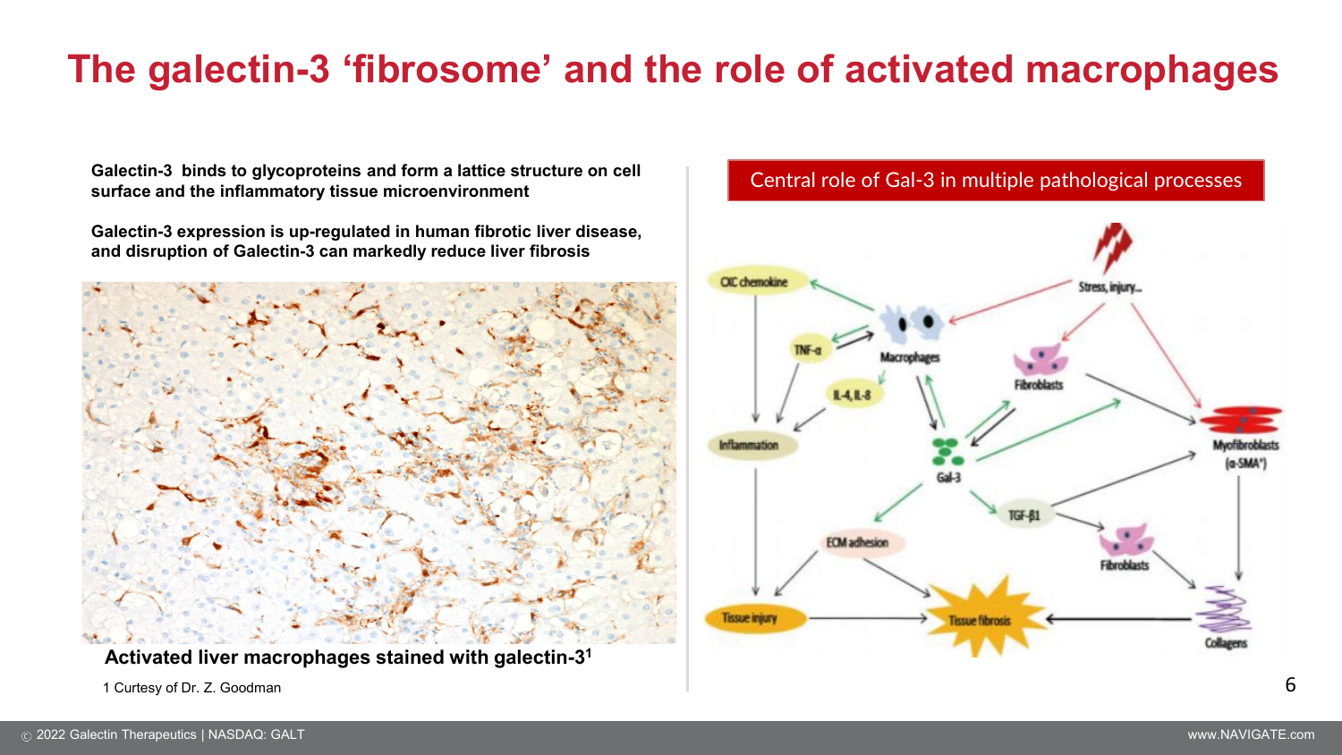# The galectin-3 'fibrosome' and the role of activated macrophages

**Galectin-3 binds to glycoproteins and form a lattice structure on cell surface and the inflammatory tissue microenvironment**

**Galectin-3 expression is up-regulated in human fibrotic liver disease, and disruption of Galectin-3 can markedly reduce liver fibrosis**

**Activated liver macrophages stained with galectin-3[1]**

1 Curtesy of Dr. Z. Goodman

Central role of Gal-3 in multiple pathological processes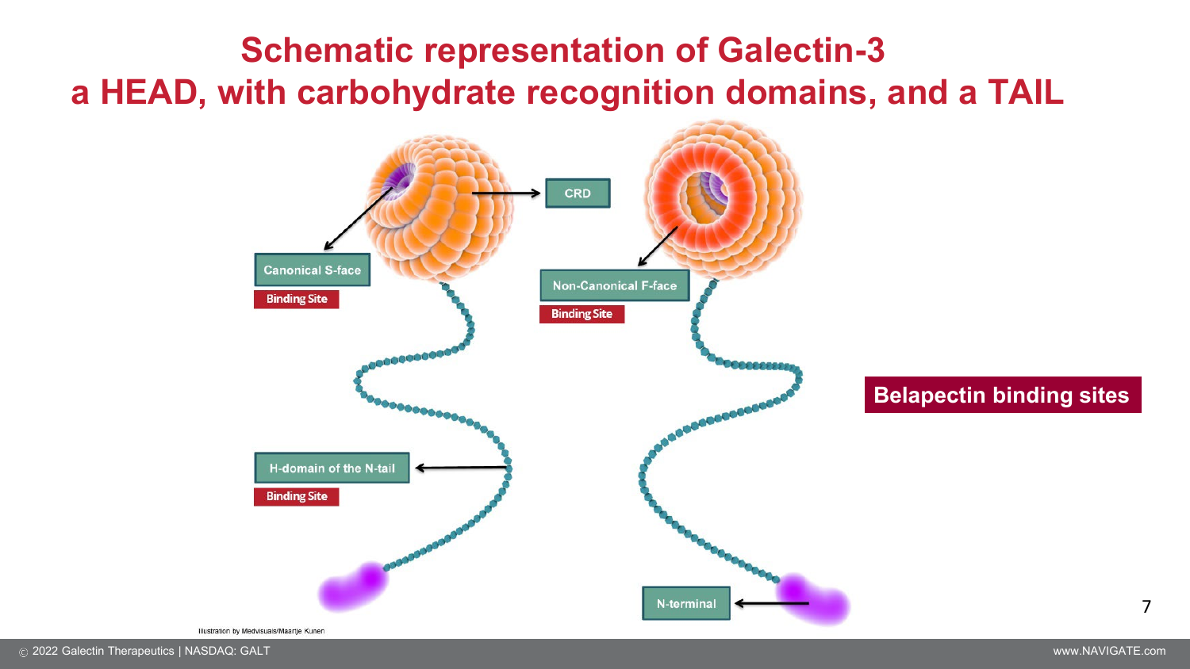# Schematic representation of Galectin-3 a HEAD, with carbohydrate recognition domains, and a TAIL

CRD

Canonical S-face

Binding Site

Non-Canonical F-face

Binding Site

H-domain of the N-tail

Binding Site

N-terminal

**Belapectin binding sites**

Illustration by Medvisuals/Maartje Kunen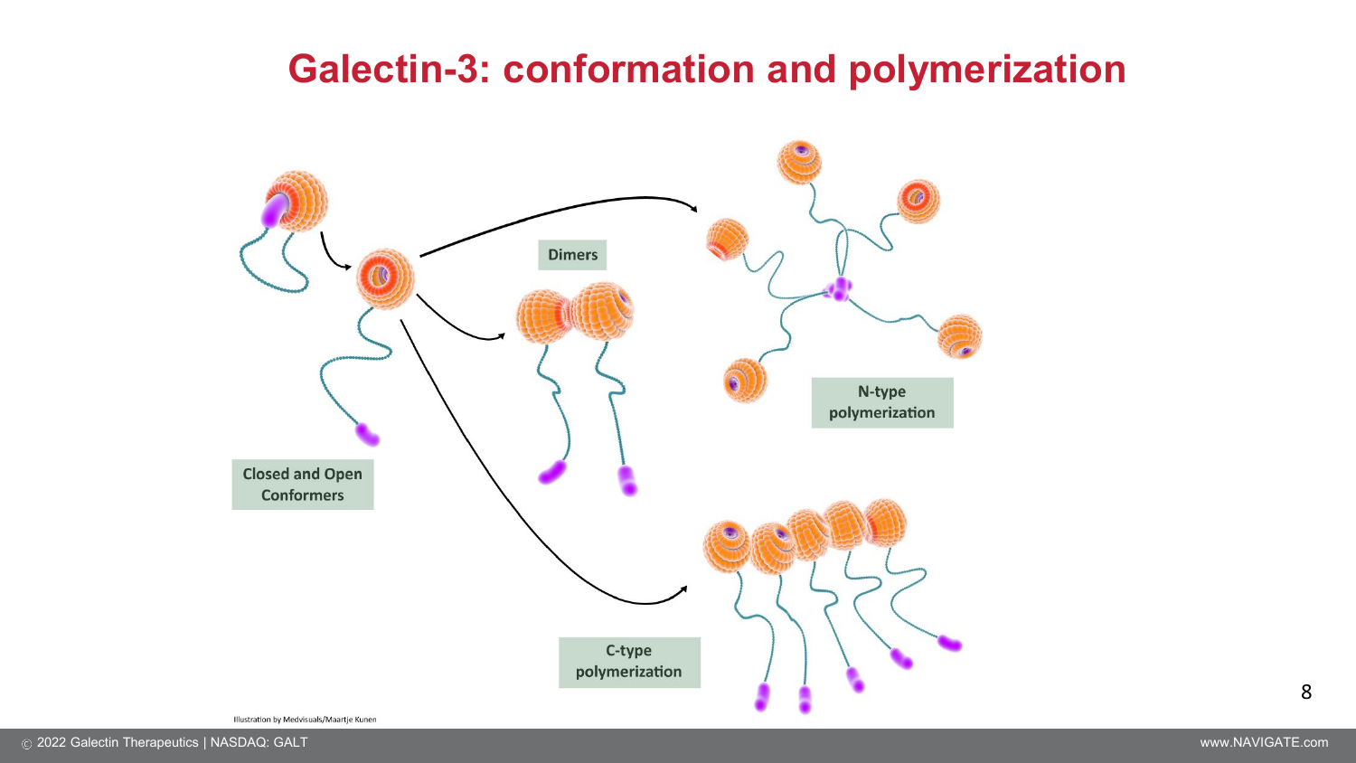# Galectin-3: conformation and polymerization

Closed and Open Conformers

Dimers

N-type polymerization

C-type polymerization

Illustration by Medvisuals/Maartje Kunen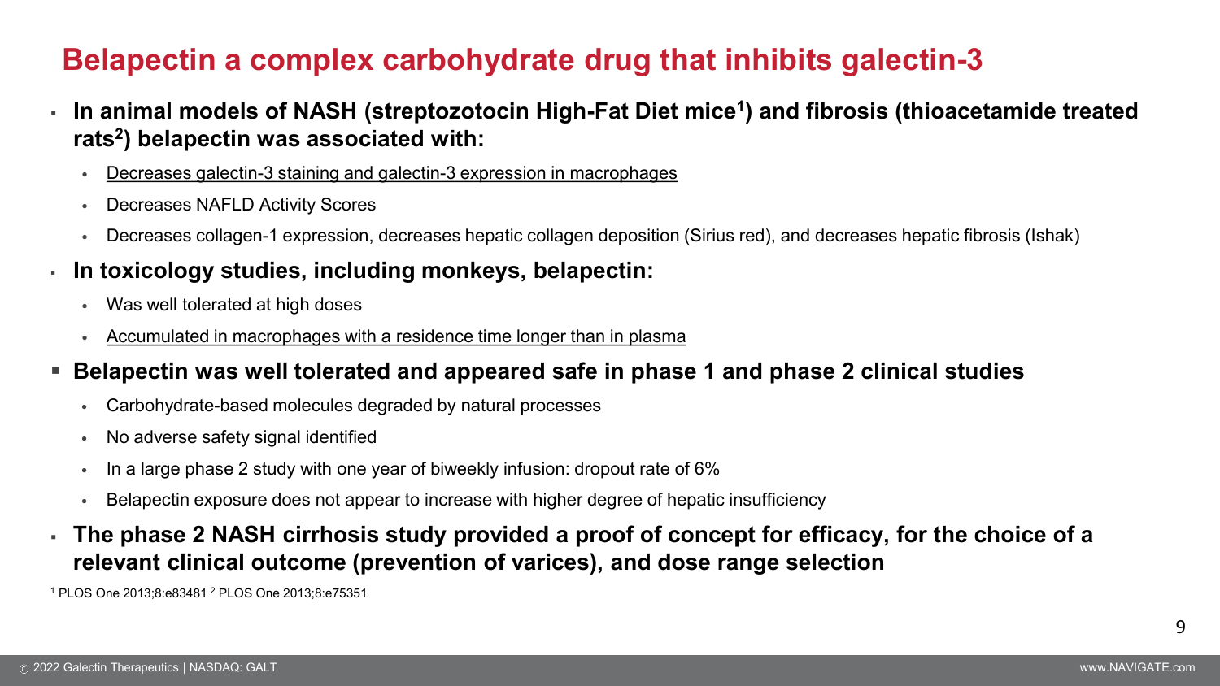# Belapectin a complex carbohydrate drug that inhibits galectin-3

- **In animal models of NASH (streptozotocin High-Fat Diet mice[1]) and fibrosis (thioacetamide treated rats[2]) belapectin was associated with:**
  - <u>Decreases galectin-3 staining and galectin-3 expression in macrophages</u>
  - Decreases NAFLD Activity Scores
  - Decreases collagen-1 expression, decreases hepatic collagen deposition (Sirius red), and decreases hepatic fibrosis (Ishak)
- **In toxicology studies, including monkeys, belapectin:**
  - Was well tolerated at high doses
  - <u>Accumulated in macrophages with a residence time longer than in plasma</u>
- **Belapectin was well tolerated and appeared safe in phase 1 and phase 2 clinical studies**
  - Carbohydrate-based molecules degraded by natural processes
  - No adverse safety signal identified
  - In a large phase 2 study with one year of biweekly infusion: dropout rate of 6%
  - Belapectin exposure does not appear to increase with higher degree of hepatic insufficiency
- **The phase 2 NASH cirrhosis study provided a proof of concept for efficacy, for the choice of a relevant clinical outcome (prevention of varices), and dose range selection**

[1] PLOS One 2013;8:e83481 [2] PLOS One 2013;8:e75351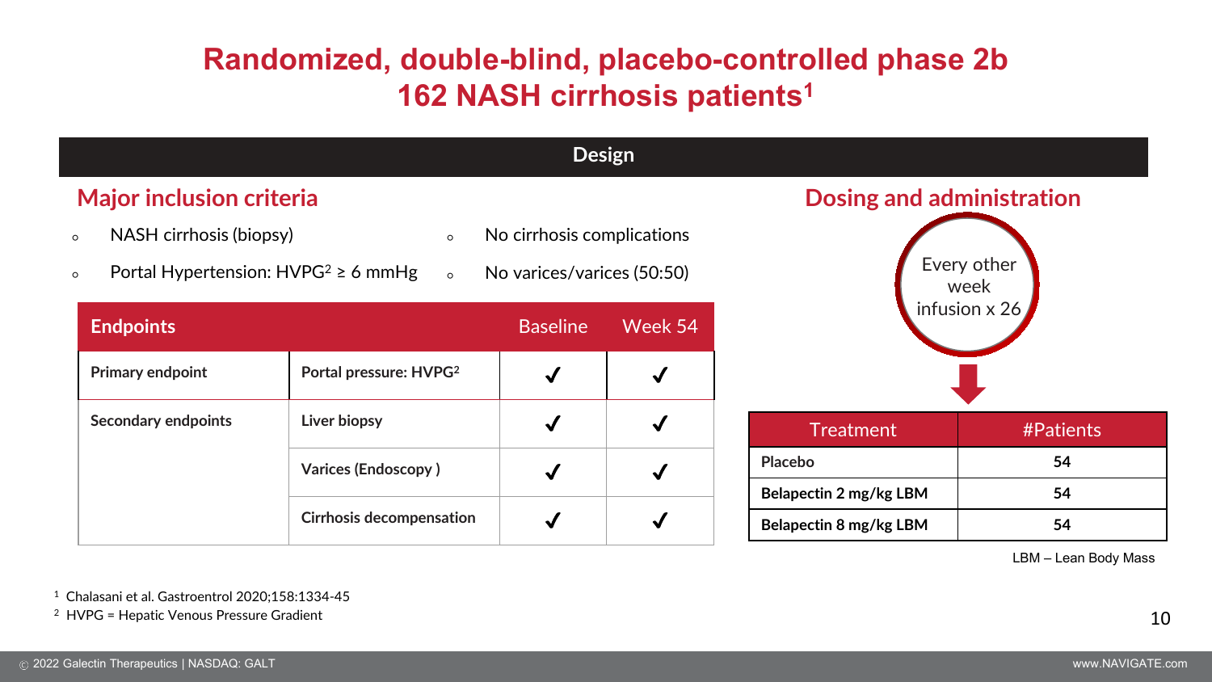# Randomized, double-blind, placebo-controlled phase 2b 162 NASH cirrhosis patients[1]

## Design

### Major inclusion criteria

- NASH cirrhosis (biopsy)
- Portal Hypertension: HVPG[2] ≥ 6 mmHg
- No cirrhosis complications
- No varices/varices (50:50)

| Endpoints | | Baseline | Week 54 |
|---|---|---|---|
| **Primary endpoint** | **Portal pressure: HVPG[2]** | ✓ | ✓ |
| **Secondary endpoints** | **Liver biopsy** | ✓ | ✓ |
| | **Varices (Endoscopy )** | ✓ | ✓ |
| | **Cirrhosis decompensation** | ✓ | ✓ |

### Dosing and administration

Every other week infusion x 26

| Treatment | #Patients |
|---|---|
| **Placebo** | **54** |
| **Belapectin 2 mg/kg LBM** | **54** |
| **Belapectin 8 mg/kg LBM** | **54** |

LBM – Lean Body Mass

[1] Chalasani et al. Gastroentrol 2020;158:1334-45

[2] HVPG = Hepatic Venous Pressure Gradient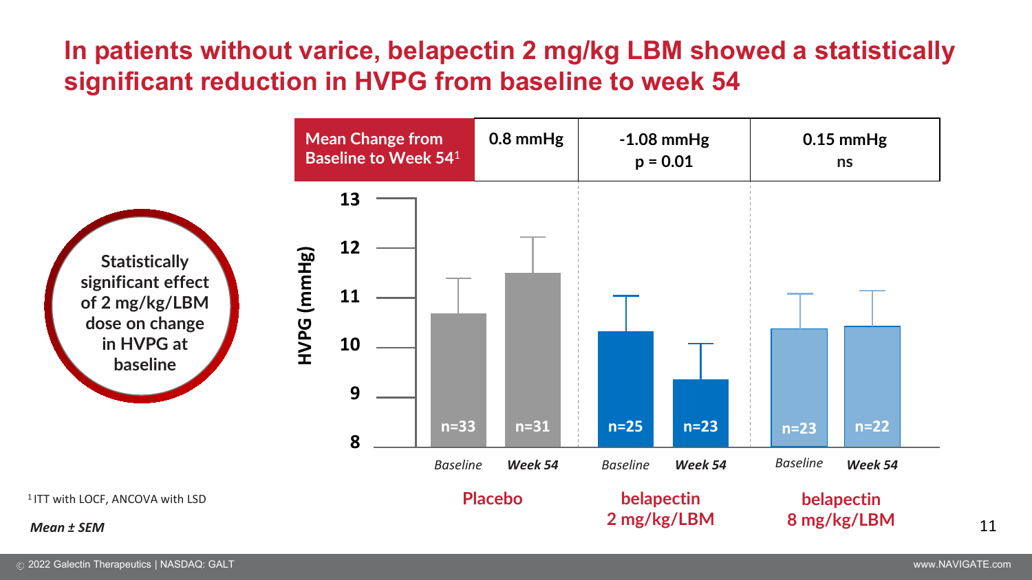# In patients without varice, belapectin 2 mg/kg LBM showed a statistically significant reduction in HVPG from baseline to week 54

**Statistically significant effect of 2 mg/kg/LBM dose on change in HVPG at baseline**

| Mean Change from Baseline to Week 54[1] | Placebo | belapectin 2 mg/kg/LBM | belapectin 8 mg/kg/LBM |
|---|---|---|---|
| | 0.8 mmHg | -1.08 mmHg, p = 0.01 | 0.15 mmHg, ns |

HVPG (mmHg)

| Group | Timepoint | n |
|---|---|---|
| Placebo | Baseline | n=33 |
| Placebo | Week 54 | n=31 |
| belapectin 2 mg/kg/LBM | Baseline | n=25 |
| belapectin 2 mg/kg/LBM | Week 54 | n=23 |
| belapectin 8 mg/kg/LBM | Baseline | n=23 |
| belapectin 8 mg/kg/LBM | Week 54 | n=22 |

[1] ITT with LOCF, ANCOVA with LSD

*Mean ± SEM*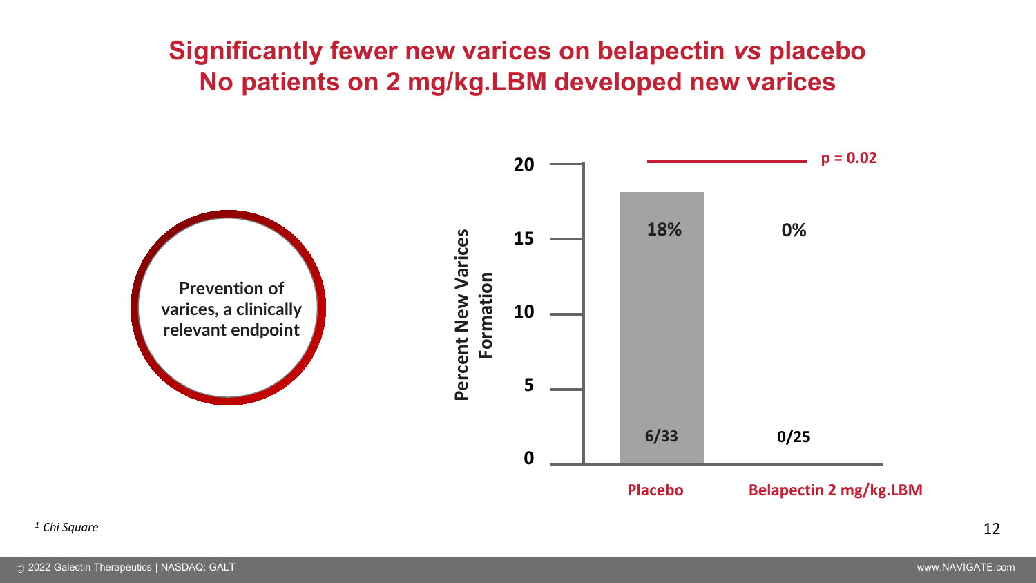# Significantly fewer new varices on belapectin *vs* placebo
# No patients on 2 mg/kg.LBM developed new varices

**Prevention of varices, a clinically relevant endpoint**

| | Placebo | Belapectin 2 mg/kg.LBM |
|---|---|---|
| Percent New Varices Formation | 18% | 0% |
| n/N | 6/33 | 0/25 |

p = 0.02

*[1] Chi Square*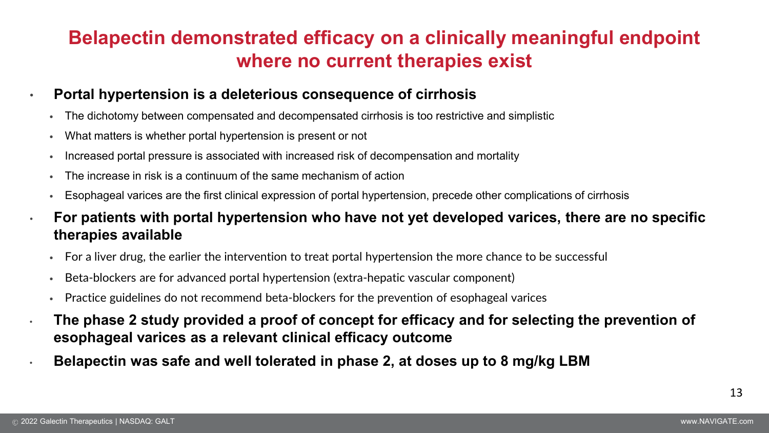# Belapectin demonstrated efficacy on a clinically meaningful endpoint where no current therapies exist

- **Portal hypertension is a deleterious consequence of cirrhosis**
  - The dichotomy between compensated and decompensated cirrhosis is too restrictive and simplistic
  - What matters is whether portal hypertension is present or not
  - Increased portal pressure is associated with increased risk of decompensation and mortality
  - The increase in risk is a continuum of the same mechanism of action
  - Esophageal varices are the first clinical expression of portal hypertension, precede other complications of cirrhosis
- **For patients with portal hypertension who have not yet developed varices, there are no specific therapies available**
  - For a liver drug, the earlier the intervention to treat portal hypertension the more chance to be successful
  - Beta-blockers are for advanced portal hypertension (extra-hepatic vascular component)
  - Practice guidelines do not recommend beta-blockers for the prevention of esophageal varices
- **The phase 2 study provided a proof of concept for efficacy and for selecting the prevention of esophageal varices as a relevant clinical efficacy outcome**
- **Belapectin was safe and well tolerated in phase 2, at doses up to 8 mg/kg LBM**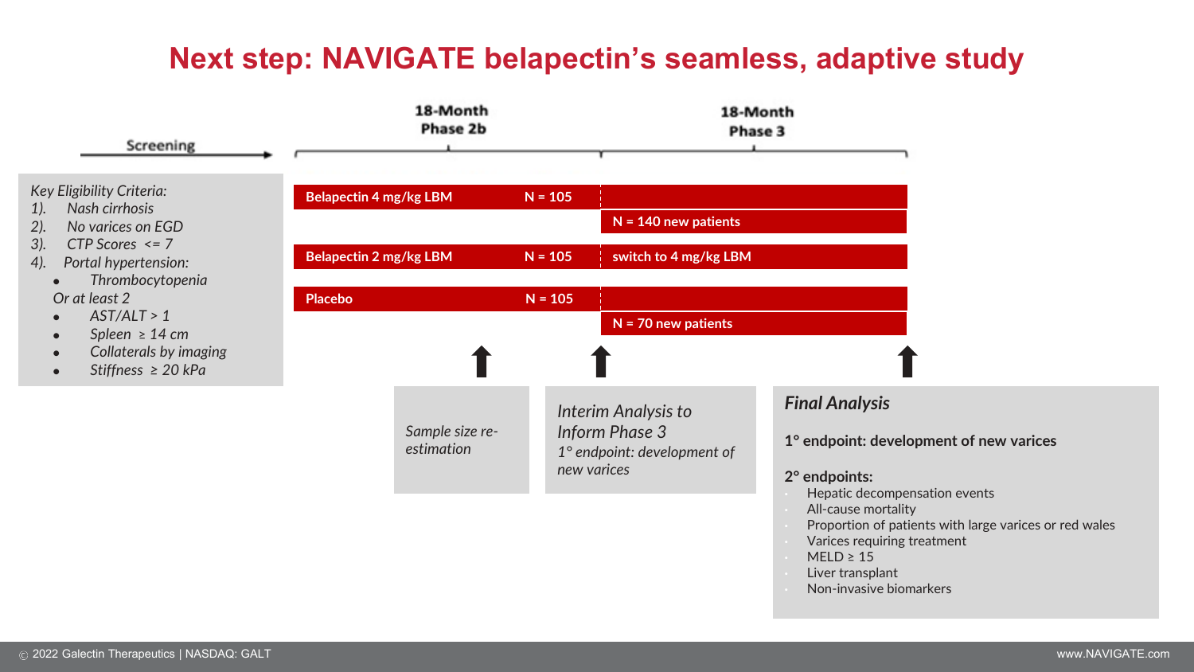# Next step: NAVIGATE belapectin's seamless, adaptive study

Screening → | 18-Month Phase 2b | 18-Month Phase 3

*Key Eligibility Criteria:*
1). *Nash cirrhosis*
2). *No varices on EGD*
3). *CTP Scores <= 7*
4). *Portal hypertension:*
   - *Thrombocytopenia*

   *Or at least 2*
   - *AST/ALT > 1*
   - *Spleen ≥ 14 cm*
   - *Collaterals by imaging*
   - *Stiffness ≥ 20 kPa*

| 18-Month Phase 2b | | 18-Month Phase 3 |
|---|---|---|
| **Belapectin 4 mg/kg LBM** | **N = 105** | |
| | | **N = 140 new patients** |
| **Belapectin 2 mg/kg LBM** | **N = 105** | **switch to 4 mg/kg LBM** |
| **Placebo** | **N = 105** | |
| | | **N = 70 new patients** |

*Sample size re-estimation*

*Interim Analysis to Inform Phase 3*
*1° endpoint: development of new varices*

***Final Analysis***

**1° endpoint: development of new varices**

**2° endpoints:**
- Hepatic decompensation events
- All-cause mortality
- Proportion of patients with large varices or red wales
- Varices requiring treatment
- MELD ≥ 15
- Liver transplant
- Non-invasive biomarkers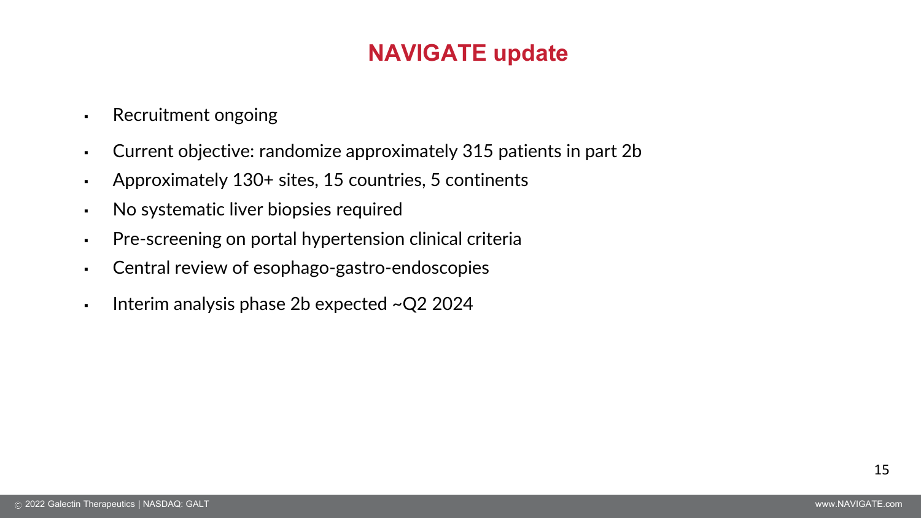# NAVIGATE update

- Recruitment ongoing
- Current objective: randomize approximately 315 patients in part 2b
- Approximately 130+ sites, 15 countries, 5 continents
- No systematic liver biopsies required
- Pre-screening on portal hypertension clinical criteria
- Central review of esophago-gastro-endoscopies
- Interim analysis phase 2b expected ~Q2 2024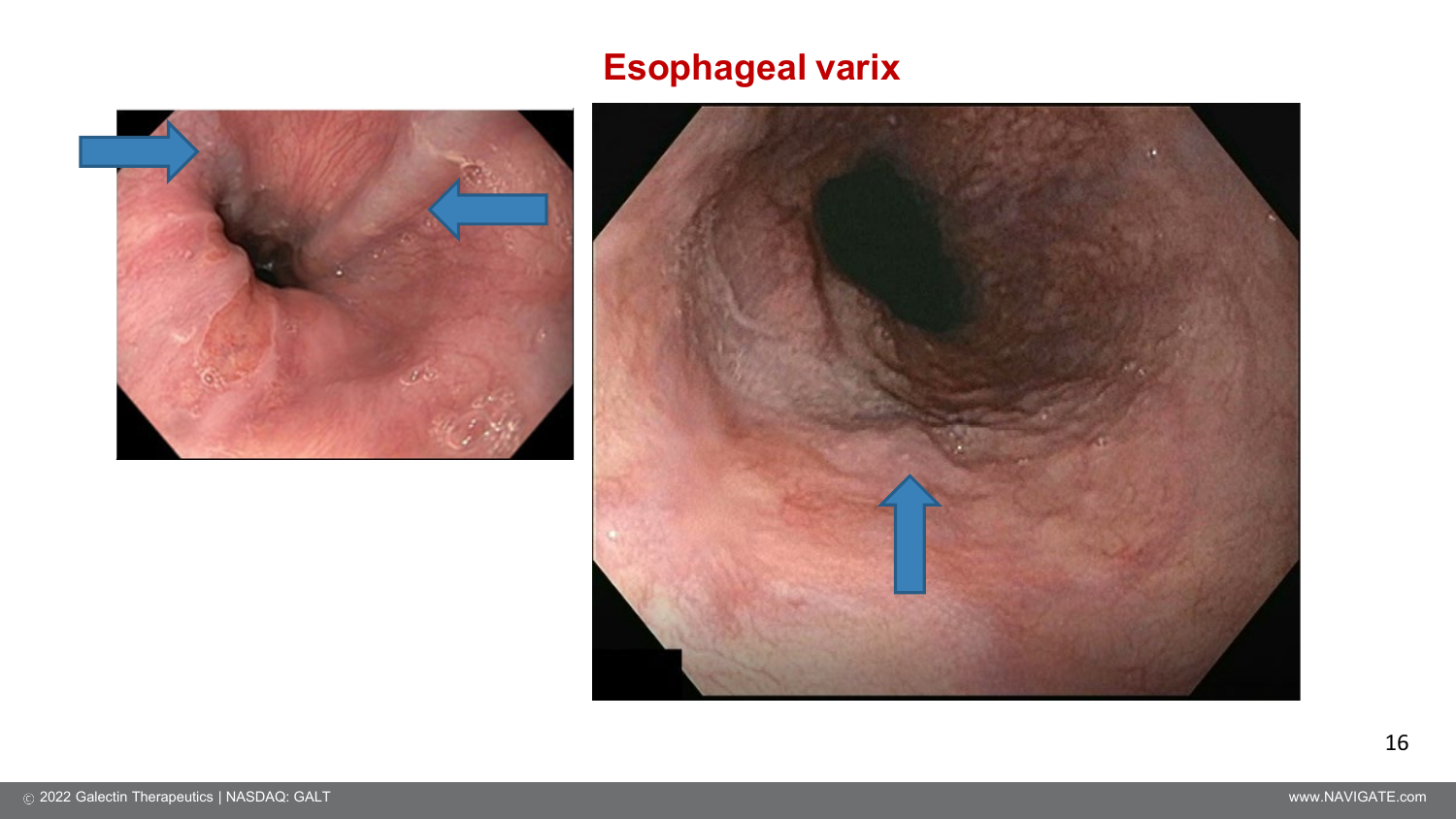# Esophageal varix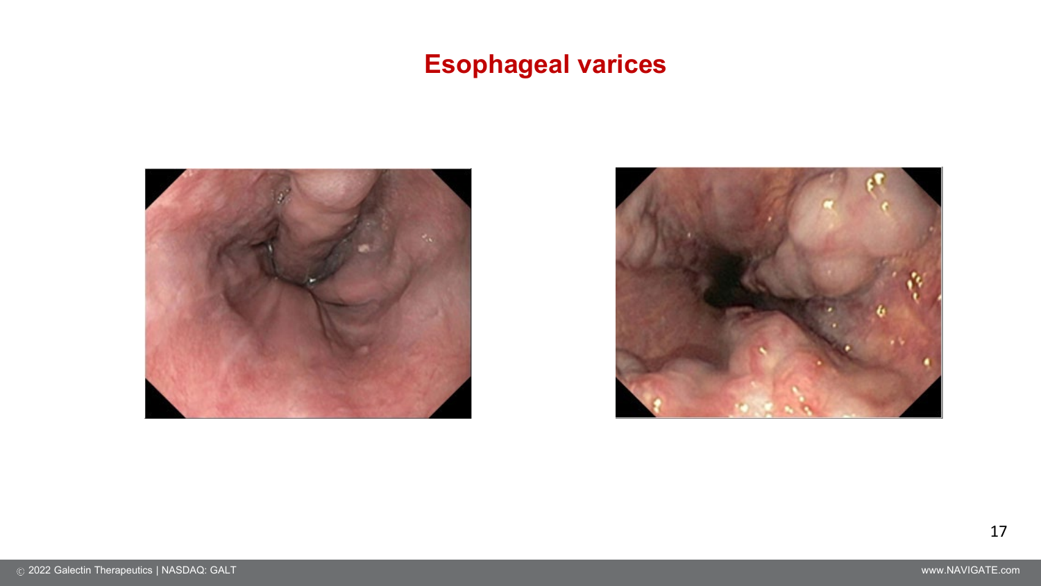# Esophageal varices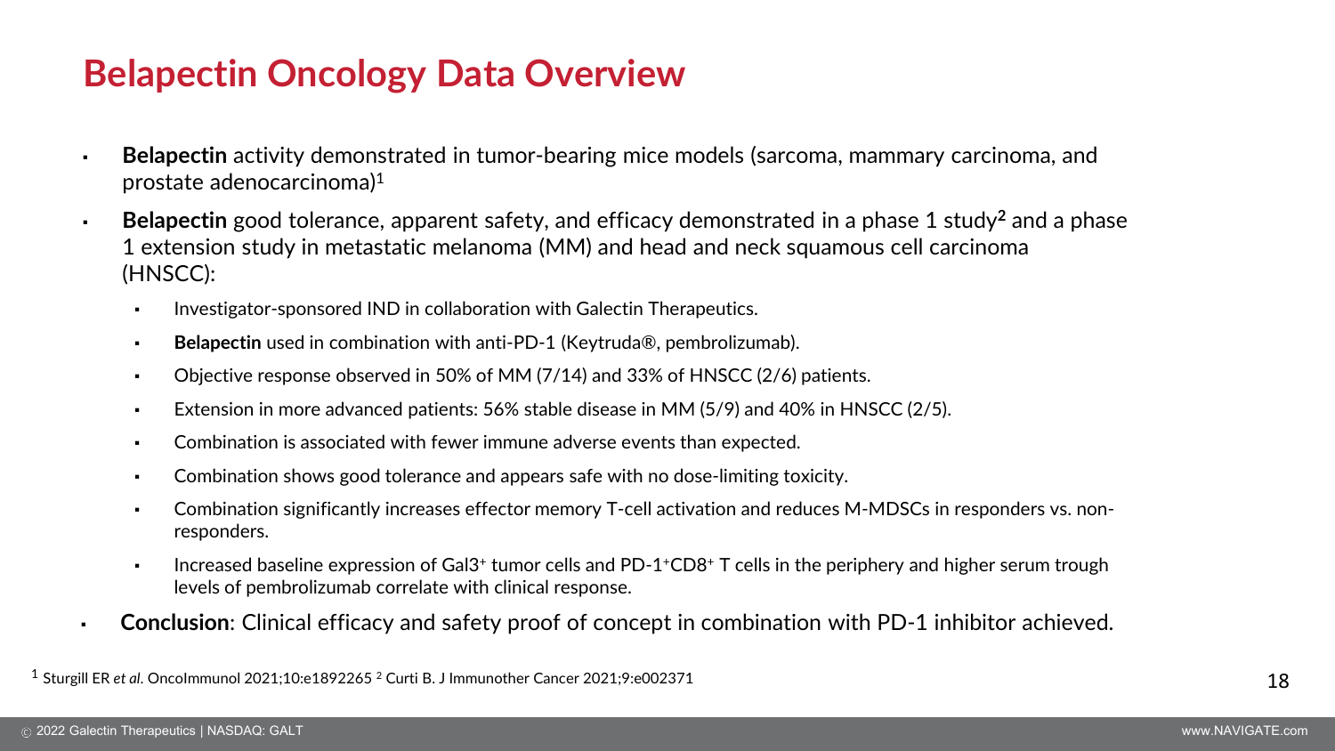# Belapectin Oncology Data Overview

- **Belapectin** activity demonstrated in tumor-bearing mice models (sarcoma, mammary carcinoma, and prostate adenocarcinoma)[1]
- **Belapectin** good tolerance, apparent safety, and efficacy demonstrated in a phase 1 study[2] and a phase 1 extension study in metastatic melanoma (MM) and head and neck squamous cell carcinoma (HNSCC):
  - Investigator-sponsored IND in collaboration with Galectin Therapeutics.
  - **Belapectin** used in combination with anti-PD-1 (Keytruda®, pembrolizumab).
  - Objective response observed in 50% of MM (7/14) and 33% of HNSCC (2/6) patients.
  - Extension in more advanced patients: 56% stable disease in MM (5/9) and 40% in HNSCC (2/5).
  - Combination is associated with fewer immune adverse events than expected.
  - Combination shows good tolerance and appears safe with no dose-limiting toxicity.
  - Combination significantly increases effector memory T-cell activation and reduces M-MDSCs in responders vs. non-responders.
  - Increased baseline expression of $Gal3^{+}$ tumor cells and $PD\text{-}1^{+}CD8^{+}$ T cells in the periphery and higher serum trough levels of pembrolizumab correlate with clinical response.
- **Conclusion**: Clinical efficacy and safety proof of concept in combination with PD-1 inhibitor achieved.

[1] Sturgill ER *et al.* OncoImmunol 2021;10:e1892265 [2] Curti B. J Immunother Cancer 2021;9:e002371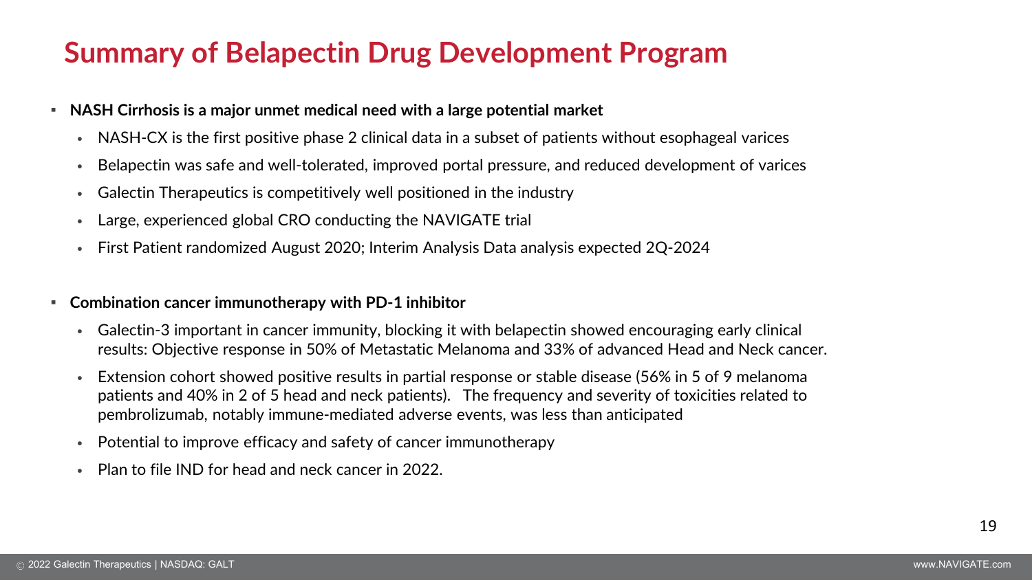# Summary of Belapectin Drug Development Program

- **NASH Cirrhosis is a major unmet medical need with a large potential market**
  - NASH-CX is the first positive phase 2 clinical data in a subset of patients without esophageal varices
  - Belapectin was safe and well-tolerated, improved portal pressure, and reduced development of varices
  - Galectin Therapeutics is competitively well positioned in the industry
  - Large, experienced global CRO conducting the NAVIGATE trial
  - First Patient randomized August 2020; Interim Analysis Data analysis expected 2Q-2024

- **Combination cancer immunotherapy with PD-1 inhibitor**
  - Galectin-3 important in cancer immunity, blocking it with belapectin showed encouraging early clinical results: Objective response in 50% of Metastatic Melanoma and 33% of advanced Head and Neck cancer.
  - Extension cohort showed positive results in partial response or stable disease (56% in 5 of 9 melanoma patients and 40% in 2 of 5 head and neck patients). The frequency and severity of toxicities related to pembrolizumab, notably immune-mediated adverse events, was less than anticipated
  - Potential to improve efficacy and safety of cancer immunotherapy
  - Plan to file IND for head and neck cancer in 2022.